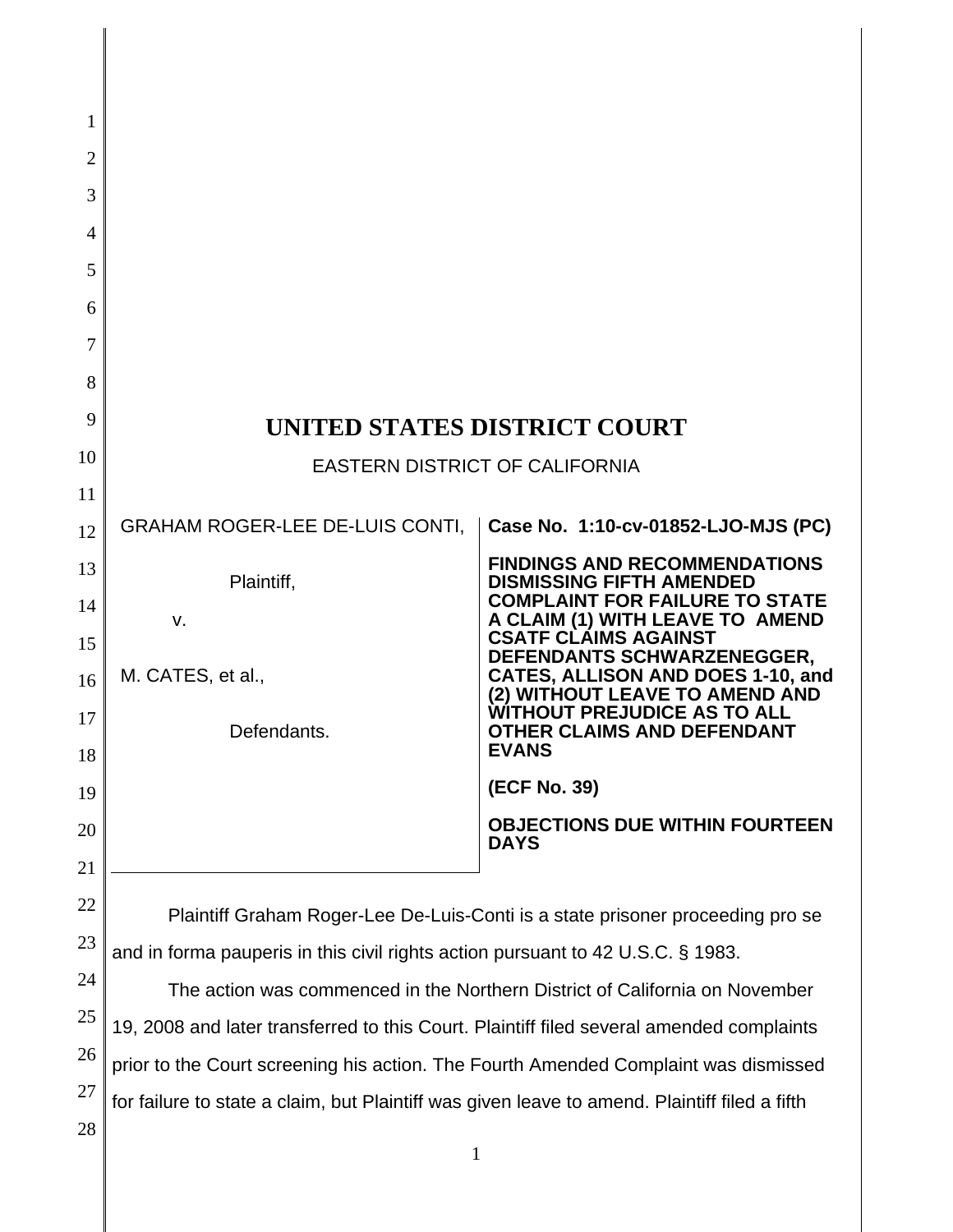# UNITED STATES DISTRICT COURT

EASTERN DISTRICT OF CALIFORNIA

| | |
|---|---|
| GRAHAM ROGER-LEE DE-LUIS CONTI,<br><br>Plaintiff,<br><br>v.<br><br>M. CATES, et al.,<br><br>Defendants. | **Case No. 1:10-cv-01852-LJO-MJS (PC)**<br><br>**FINDINGS AND RECOMMENDATIONS DISMISSING FIFTH AMENDED COMPLAINT FOR FAILURE TO STATE A CLAIM (1) WITH LEAVE TO AMEND CSATF CLAIMS AGAINST DEFENDANTS SCHWARZENEGGER, CATES, ALLISON AND DOES 1-10, and (2) WITHOUT LEAVE TO AMEND AND WITHOUT PREJUDICE AS TO ALL OTHER CLAIMS AND DEFENDANT EVANS**<br><br>**(ECF No. 39)**<br><br>**OBJECTIONS DUE WITHIN FOURTEEN DAYS** |

Plaintiff Graham Roger-Lee De-Luis-Conti is a state prisoner proceeding pro se and in forma pauperis in this civil rights action pursuant to 42 U.S.C. § 1983.

The action was commenced in the Northern District of California on November 19, 2008 and later transferred to this Court. Plaintiff filed several amended complaints prior to the Court screening his action. The Fourth Amended Complaint was dismissed for failure to state a claim, but Plaintiff was given leave to amend. Plaintiff filed a fifth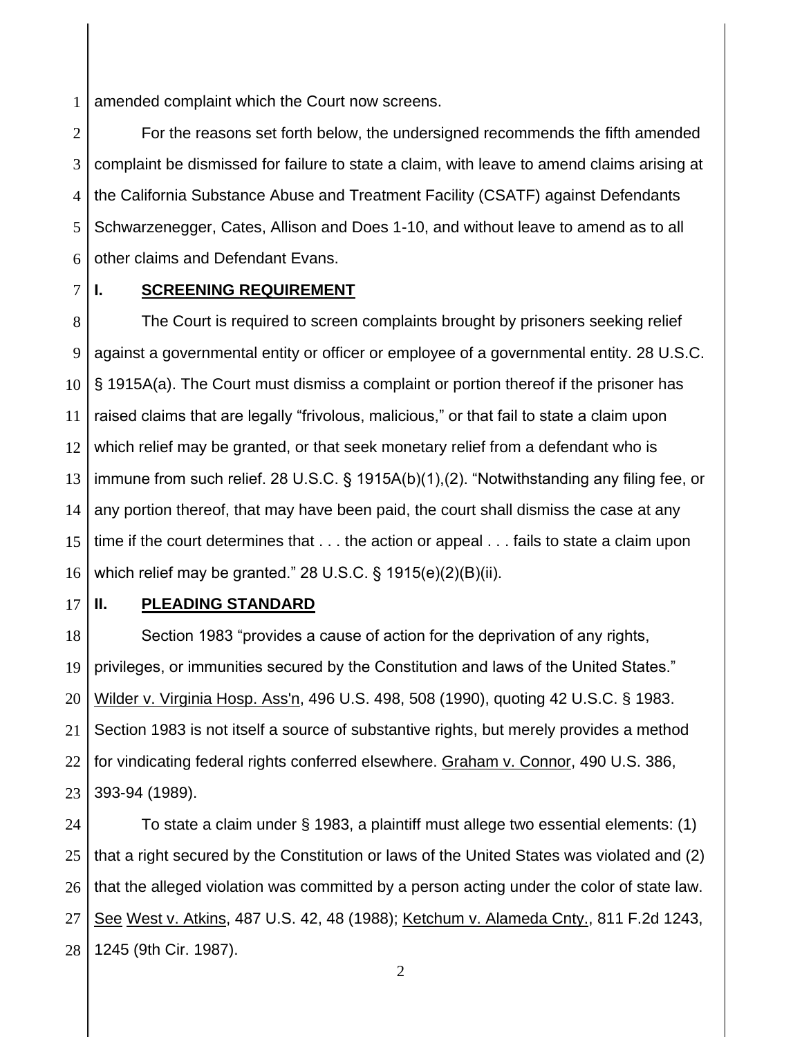amended complaint which the Court now screens.

For the reasons set forth below, the undersigned recommends the fifth amended complaint be dismissed for failure to state a claim, with leave to amend claims arising at the California Substance Abuse and Treatment Facility (CSATF) against Defendants Schwarzenegger, Cates, Allison and Does 1-10, and without leave to amend as to all other claims and Defendant Evans.

## I. SCREENING REQUIREMENT

The Court is required to screen complaints brought by prisoners seeking relief against a governmental entity or officer or employee of a governmental entity. 28 U.S.C. § 1915A(a). The Court must dismiss a complaint or portion thereof if the prisoner has raised claims that are legally "frivolous, malicious," or that fail to state a claim upon which relief may be granted, or that seek monetary relief from a defendant who is immune from such relief. 28 U.S.C. § 1915A(b)(1),(2). "Notwithstanding any filing fee, or any portion thereof, that may have been paid, the court shall dismiss the case at any time if the court determines that . . . the action or appeal . . . fails to state a claim upon which relief may be granted." 28 U.S.C. § 1915(e)(2)(B)(ii).

## II. PLEADING STANDARD

Section 1983 "provides a cause of action for the deprivation of any rights, privileges, or immunities secured by the Constitution and laws of the United States." Wilder v. Virginia Hosp. Ass'n, 496 U.S. 498, 508 (1990), quoting 42 U.S.C. § 1983. Section 1983 is not itself a source of substantive rights, but merely provides a method for vindicating federal rights conferred elsewhere. Graham v. Connor, 490 U.S. 386, 393-94 (1989).

To state a claim under § 1983, a plaintiff must allege two essential elements: (1) that a right secured by the Constitution or laws of the United States was violated and (2) that the alleged violation was committed by a person acting under the color of state law. See West v. Atkins, 487 U.S. 42, 48 (1988); Ketchum v. Alameda Cnty., 811 F.2d 1243, 1245 (9th Cir. 1987).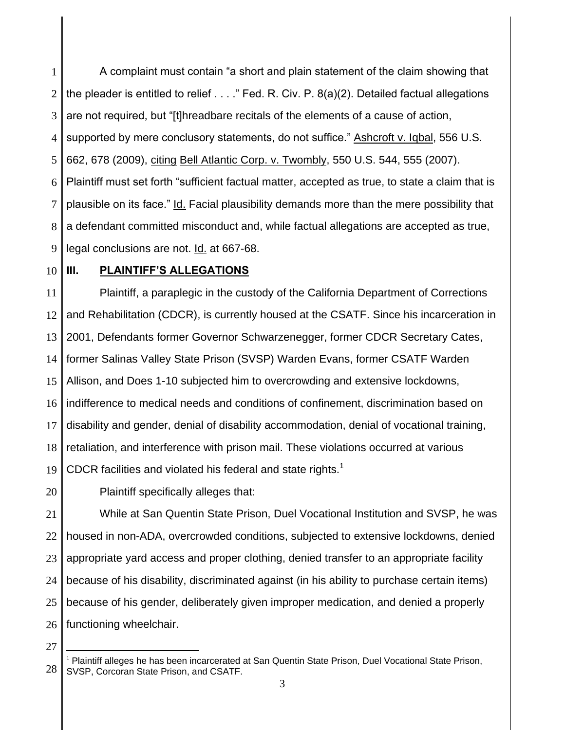A complaint must contain "a short and plain statement of the claim showing that the pleader is entitled to relief . . . ." Fed. R. Civ. P. 8(a)(2). Detailed factual allegations are not required, but "[t]hreadbare recitals of the elements of a cause of action, supported by mere conclusory statements, do not suffice." Ashcroft v. Iqbal, 556 U.S. 662, 678 (2009), citing Bell Atlantic Corp. v. Twombly, 550 U.S. 544, 555 (2007). Plaintiff must set forth "sufficient factual matter, accepted as true, to state a claim that is plausible on its face." Id. Facial plausibility demands more than the mere possibility that a defendant committed misconduct and, while factual allegations are accepted as true, legal conclusions are not. Id. at 667-68.

## III. PLAINTIFF'S ALLEGATIONS

Plaintiff, a paraplegic in the custody of the California Department of Corrections and Rehabilitation (CDCR), is currently housed at the CSATF. Since his incarceration in 2001, Defendants former Governor Schwarzenegger, former CDCR Secretary Cates, former Salinas Valley State Prison (SVSP) Warden Evans, former CSATF Warden Allison, and Does 1-10 subjected him to overcrowding and extensive lockdowns, indifference to medical needs and conditions of confinement, discrimination based on disability and gender, denial of disability accommodation, denial of vocational training, retaliation, and interference with prison mail. These violations occurred at various CDCR facilities and violated his federal and state rights.[1]

Plaintiff specifically alleges that:

While at San Quentin State Prison, Duel Vocational Institution and SVSP, he was housed in non-ADA, overcrowded conditions, subjected to extensive lockdowns, denied appropriate yard access and proper clothing, denied transfer to an appropriate facility because of his disability, discriminated against (in his ability to purchase certain items) because of his gender, deliberately given improper medication, and denied a properly functioning wheelchair.

---

[1] Plaintiff alleges he has been incarcerated at San Quentin State Prison, Duel Vocational State Prison, SVSP, Corcoran State Prison, and CSATF.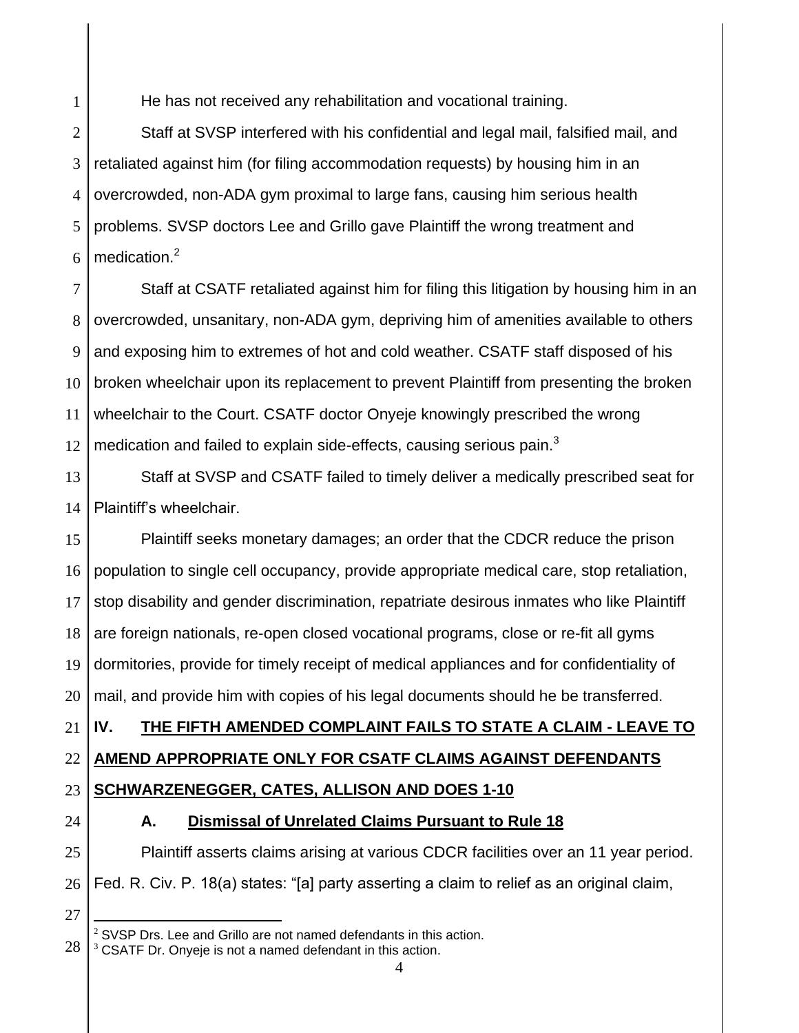He has not received any rehabilitation and vocational training.

Staff at SVSP interfered with his confidential and legal mail, falsified mail, and retaliated against him (for filing accommodation requests) by housing him in an overcrowded, non-ADA gym proximal to large fans, causing him serious health problems. SVSP doctors Lee and Grillo gave Plaintiff the wrong treatment and medication.[2]

Staff at CSATF retaliated against him for filing this litigation by housing him in an overcrowded, unsanitary, non-ADA gym, depriving him of amenities available to others and exposing him to extremes of hot and cold weather. CSATF staff disposed of his broken wheelchair upon its replacement to prevent Plaintiff from presenting the broken wheelchair to the Court. CSATF doctor Onyeje knowingly prescribed the wrong medication and failed to explain side-effects, causing serious pain.[3]

Staff at SVSP and CSATF failed to timely deliver a medically prescribed seat for Plaintiff's wheelchair.

Plaintiff seeks monetary damages; an order that the CDCR reduce the prison population to single cell occupancy, provide appropriate medical care, stop retaliation, stop disability and gender discrimination, repatriate desirous inmates who like Plaintiff are foreign nationals, re-open closed vocational programs, close or re-fit all gyms dormitories, provide for timely receipt of medical appliances and for confidentiality of mail, and provide him with copies of his legal documents should he be transferred.

## IV. THE FIFTH AMENDED COMPLAINT FAILS TO STATE A CLAIM - LEAVE TO AMEND APPROPRIATE ONLY FOR CSATF CLAIMS AGAINST DEFENDANTS SCHWARZENEGGER, CATES, ALLISON AND DOES 1-10

### A. Dismissal of Unrelated Claims Pursuant to Rule 18

Plaintiff asserts claims arising at various CDCR facilities over an 11 year period. Fed. R. Civ. P. 18(a) states: "[a] party asserting a claim to relief as an original claim,

---

[2] SVSP Drs. Lee and Grillo are not named defendants in this action.

[3] CSATF Dr. Onyeje is not a named defendant in this action.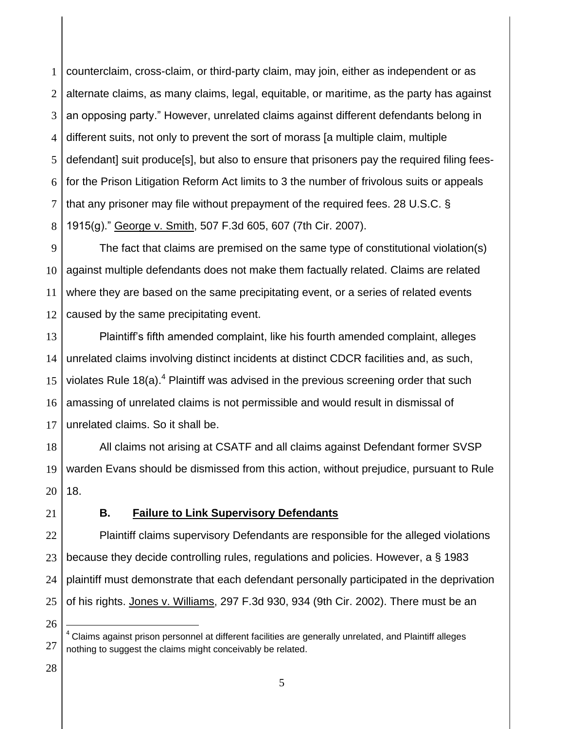counterclaim, cross-claim, or third-party claim, may join, either as independent or as alternate claims, as many claims, legal, equitable, or maritime, as the party has against an opposing party." However, unrelated claims against different defendants belong in different suits, not only to prevent the sort of morass [a multiple claim, multiple defendant] suit produce[s], but also to ensure that prisoners pay the required filing fees-for the Prison Litigation Reform Act limits to 3 the number of frivolous suits or appeals that any prisoner may file without prepayment of the required fees. 28 U.S.C. § 1915(g)." George v. Smith, 507 F.3d 605, 607 (7th Cir. 2007).

The fact that claims are premised on the same type of constitutional violation(s) against multiple defendants does not make them factually related. Claims are related where they are based on the same precipitating event, or a series of related events caused by the same precipitating event.

Plaintiff's fifth amended complaint, like his fourth amended complaint, alleges unrelated claims involving distinct incidents at distinct CDCR facilities and, as such, violates Rule 18(a).[4] Plaintiff was advised in the previous screening order that such amassing of unrelated claims is not permissible and would result in dismissal of unrelated claims. So it shall be.

All claims not arising at CSATF and all claims against Defendant former SVSP warden Evans should be dismissed from this action, without prejudice, pursuant to Rule 18.

**B. Failure to Link Supervisory Defendants**

Plaintiff claims supervisory Defendants are responsible for the alleged violations because they decide controlling rules, regulations and policies. However, a § 1983 plaintiff must demonstrate that each defendant personally participated in the deprivation of his rights. Jones v. Williams, 297 F.3d 930, 934 (9th Cir. 2002). There must be an

---

[4] Claims against prison personnel at different facilities are generally unrelated, and Plaintiff alleges nothing to suggest the claims might conceivably be related.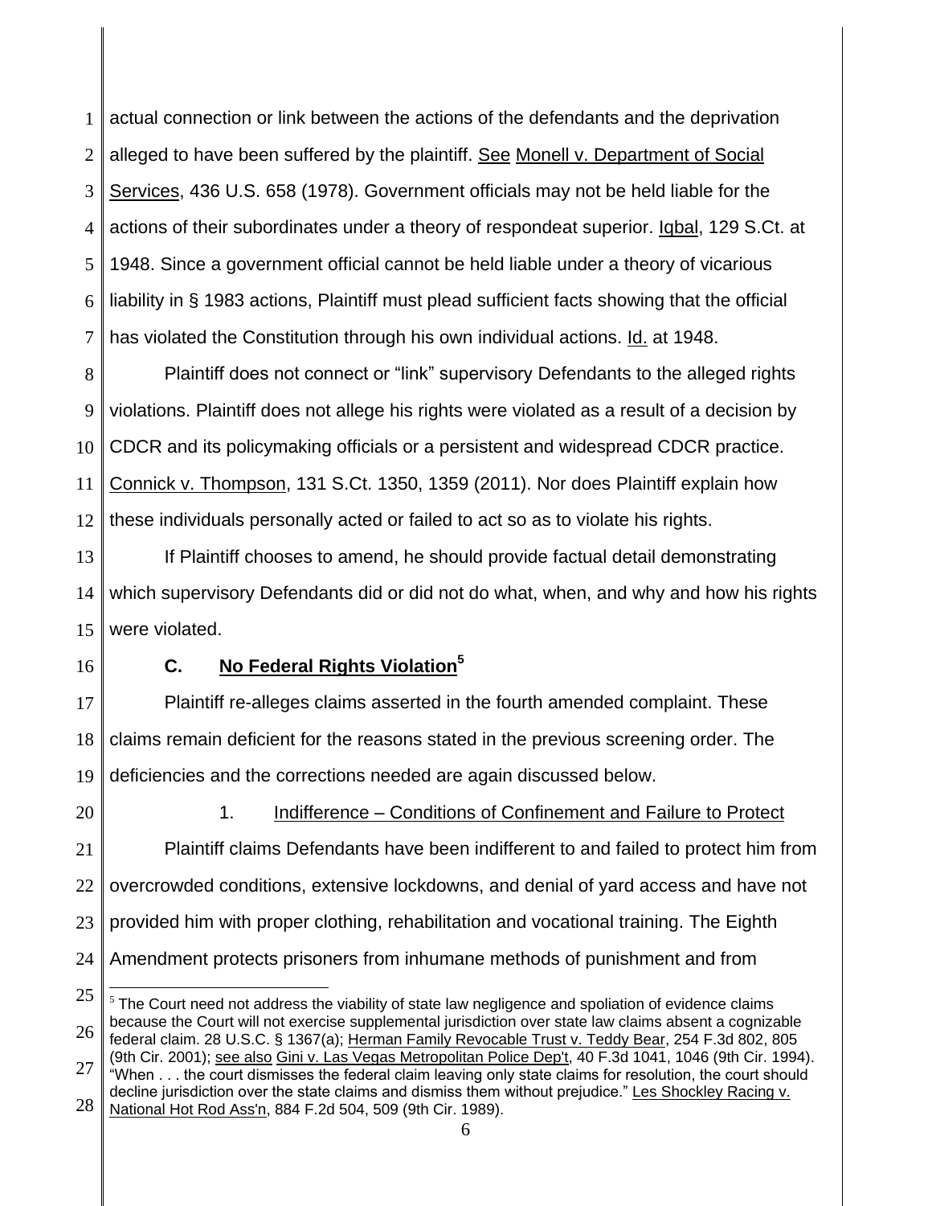actual connection or link between the actions of the defendants and the deprivation alleged to have been suffered by the plaintiff. See Monell v. Department of Social Services, 436 U.S. 658 (1978). Government officials may not be held liable for the actions of their subordinates under a theory of respondeat superior. Iqbal, 129 S.Ct. at 1948. Since a government official cannot be held liable under a theory of vicarious liability in § 1983 actions, Plaintiff must plead sufficient facts showing that the official has violated the Constitution through his own individual actions. Id. at 1948.

Plaintiff does not connect or "link" supervisory Defendants to the alleged rights violations. Plaintiff does not allege his rights were violated as a result of a decision by CDCR and its policymaking officials or a persistent and widespread CDCR practice. Connick v. Thompson, 131 S.Ct. 1350, 1359 (2011). Nor does Plaintiff explain how these individuals personally acted or failed to act so as to violate his rights.

If Plaintiff chooses to amend, he should provide factual detail demonstrating which supervisory Defendants did or did not do what, when, and why and how his rights were violated.

### C. No Federal Rights Violation[5]

Plaintiff re-alleges claims asserted in the fourth amended complaint. These claims remain deficient for the reasons stated in the previous screening order. The deficiencies and the corrections needed are again discussed below.

#### 1. Indifference – Conditions of Confinement and Failure to Protect

Plaintiff claims Defendants have been indifferent to and failed to protect him from overcrowded conditions, extensive lockdowns, and denial of yard access and have not provided him with proper clothing, rehabilitation and vocational training. The Eighth Amendment protects prisoners from inhumane methods of punishment and from

---

[5] The Court need not address the viability of state law negligence and spoliation of evidence claims because the Court will not exercise supplemental jurisdiction over state law claims absent a cognizable federal claim. 28 U.S.C. § 1367(a); Herman Family Revocable Trust v. Teddy Bear, 254 F.3d 802, 805 (9th Cir. 2001); see also Gini v. Las Vegas Metropolitan Police Dep't, 40 F.3d 1041, 1046 (9th Cir. 1994). "When . . . the court dismisses the federal claim leaving only state claims for resolution, the court should decline jurisdiction over the state claims and dismiss them without prejudice." Les Shockley Racing v. National Hot Rod Ass'n, 884 F.2d 504, 509 (9th Cir. 1989).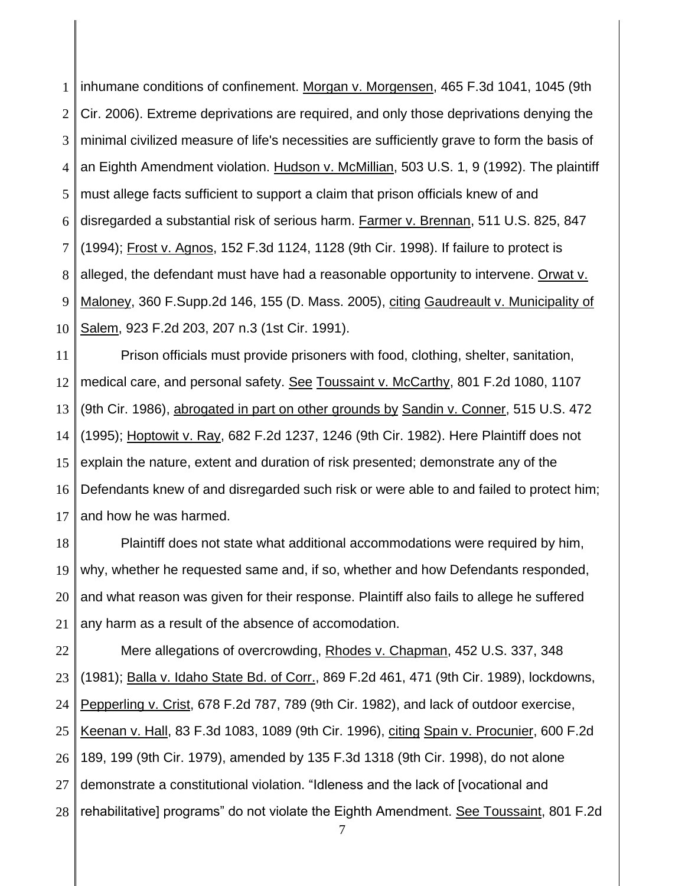inhumane conditions of confinement. Morgan v. Morgensen, 465 F.3d 1041, 1045 (9th Cir. 2006). Extreme deprivations are required, and only those deprivations denying the minimal civilized measure of life's necessities are sufficiently grave to form the basis of an Eighth Amendment violation. Hudson v. McMillian, 503 U.S. 1, 9 (1992). The plaintiff must allege facts sufficient to support a claim that prison officials knew of and disregarded a substantial risk of serious harm. Farmer v. Brennan, 511 U.S. 825, 847 (1994); Frost v. Agnos, 152 F.3d 1124, 1128 (9th Cir. 1998). If failure to protect is alleged, the defendant must have had a reasonable opportunity to intervene. Orwat v. Maloney, 360 F.Supp.2d 146, 155 (D. Mass. 2005), citing Gaudreault v. Municipality of Salem, 923 F.2d 203, 207 n.3 (1st Cir. 1991).

Prison officials must provide prisoners with food, clothing, shelter, sanitation, medical care, and personal safety. See Toussaint v. McCarthy, 801 F.2d 1080, 1107 (9th Cir. 1986), abrogated in part on other grounds by Sandin v. Conner, 515 U.S. 472 (1995); Hoptowit v. Ray, 682 F.2d 1237, 1246 (9th Cir. 1982). Here Plaintiff does not explain the nature, extent and duration of risk presented; demonstrate any of the Defendants knew of and disregarded such risk or were able to and failed to protect him; and how he was harmed.

Plaintiff does not state what additional accommodations were required by him, why, whether he requested same and, if so, whether and how Defendants responded, and what reason was given for their response. Plaintiff also fails to allege he suffered any harm as a result of the absence of accomodation.

Mere allegations of overcrowding, Rhodes v. Chapman, 452 U.S. 337, 348 (1981); Balla v. Idaho State Bd. of Corr., 869 F.2d 461, 471 (9th Cir. 1989), lockdowns, Pepperling v. Crist, 678 F.2d 787, 789 (9th Cir. 1982), and lack of outdoor exercise, Keenan v. Hall, 83 F.3d 1083, 1089 (9th Cir. 1996), citing Spain v. Procunier, 600 F.2d 189, 199 (9th Cir. 1979), amended by 135 F.3d 1318 (9th Cir. 1998), do not alone demonstrate a constitutional violation. "Idleness and the lack of [vocational and rehabilitative] programs" do not violate the Eighth Amendment. See Toussaint, 801 F.2d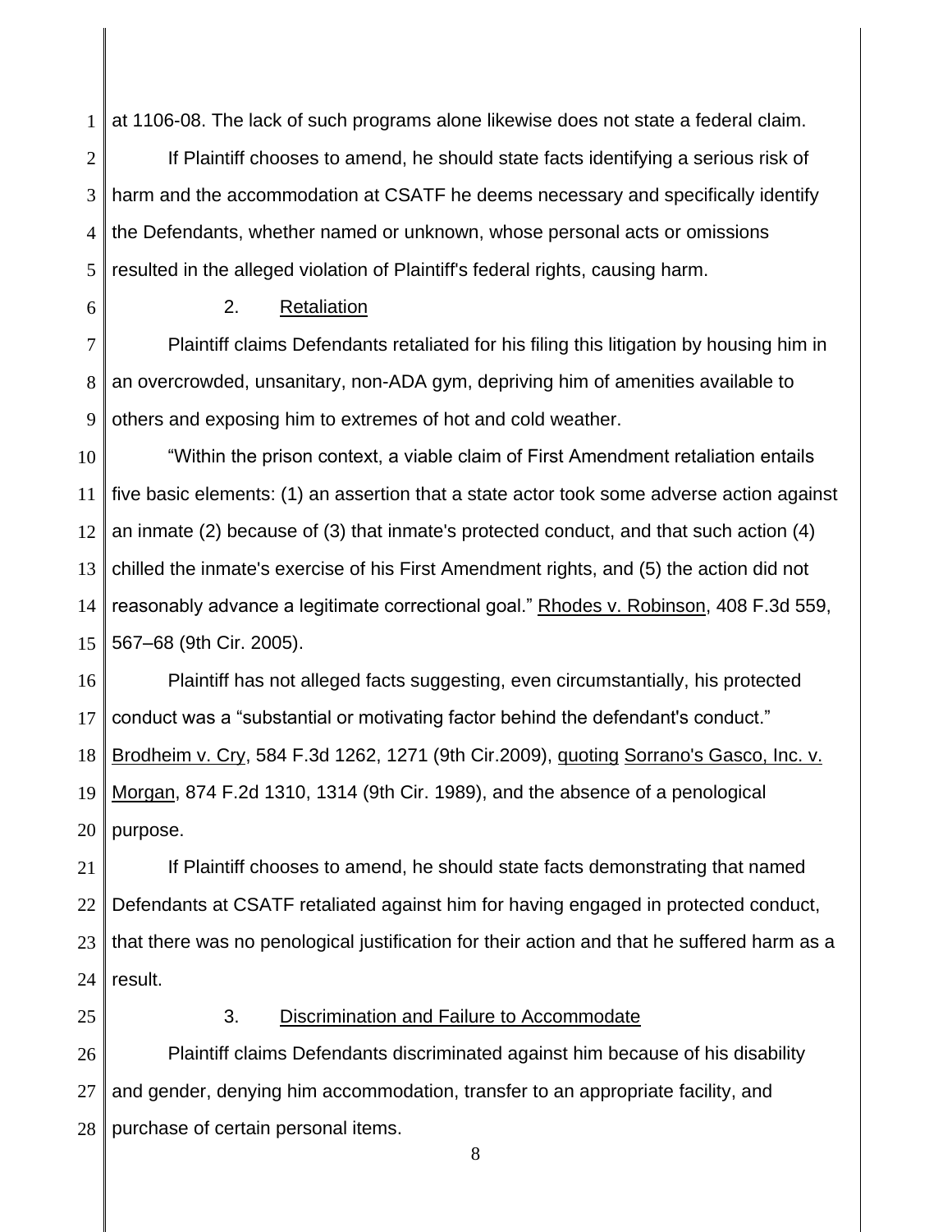at 1106-08. The lack of such programs alone likewise does not state a federal claim.

If Plaintiff chooses to amend, he should state facts identifying a serious risk of harm and the accommodation at CSATF he deems necessary and specifically identify the Defendants, whether named or unknown, whose personal acts or omissions resulted in the alleged violation of Plaintiff's federal rights, causing harm.

2. Retaliation

Plaintiff claims Defendants retaliated for his filing this litigation by housing him in an overcrowded, unsanitary, non-ADA gym, depriving him of amenities available to others and exposing him to extremes of hot and cold weather.

"Within the prison context, a viable claim of First Amendment retaliation entails five basic elements: (1) an assertion that a state actor took some adverse action against an inmate (2) because of (3) that inmate's protected conduct, and that such action (4) chilled the inmate's exercise of his First Amendment rights, and (5) the action did not reasonably advance a legitimate correctional goal." Rhodes v. Robinson, 408 F.3d 559, 567–68 (9th Cir. 2005).

Plaintiff has not alleged facts suggesting, even circumstantially, his protected conduct was a "substantial or motivating factor behind the defendant's conduct." Brodheim v. Cry, 584 F.3d 1262, 1271 (9th Cir.2009), quoting Sorrano's Gasco, Inc. v. Morgan, 874 F.2d 1310, 1314 (9th Cir. 1989), and the absence of a penological purpose.

If Plaintiff chooses to amend, he should state facts demonstrating that named Defendants at CSATF retaliated against him for having engaged in protected conduct, that there was no penological justification for their action and that he suffered harm as a result.

3. Discrimination and Failure to Accommodate

Plaintiff claims Defendants discriminated against him because of his disability and gender, denying him accommodation, transfer to an appropriate facility, and purchase of certain personal items.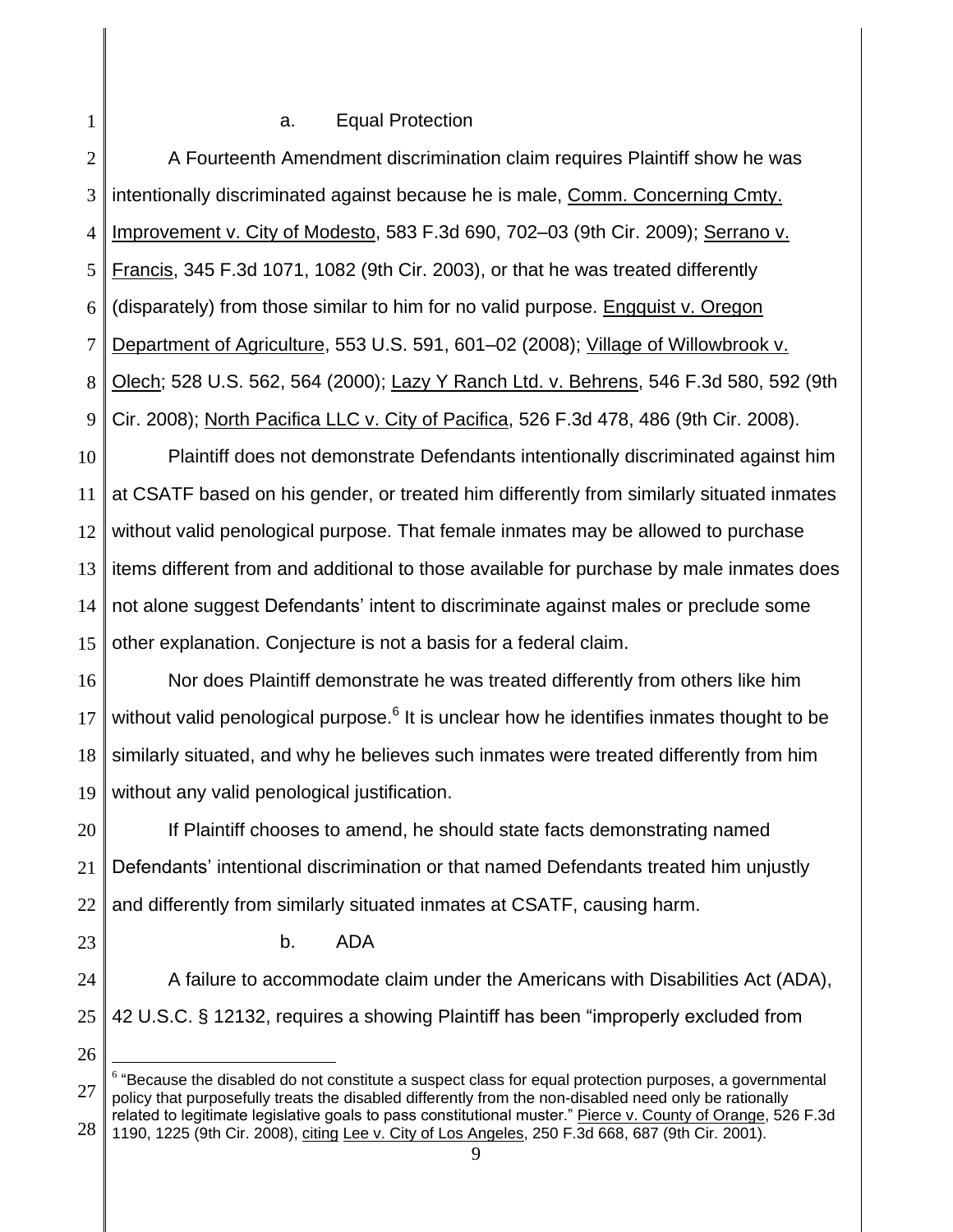a. Equal Protection

A Fourteenth Amendment discrimination claim requires Plaintiff show he was intentionally discriminated against because he is male, Comm. Concerning Cmty. Improvement v. City of Modesto, 583 F.3d 690, 702–03 (9th Cir. 2009); Serrano v. Francis, 345 F.3d 1071, 1082 (9th Cir. 2003), or that he was treated differently (disparately) from those similar to him for no valid purpose. Engquist v. Oregon Department of Agriculture, 553 U.S. 591, 601–02 (2008); Village of Willowbrook v. Olech; 528 U.S. 562, 564 (2000); Lazy Y Ranch Ltd. v. Behrens, 546 F.3d 580, 592 (9th Cir. 2008); North Pacifica LLC v. City of Pacifica, 526 F.3d 478, 486 (9th Cir. 2008).

Plaintiff does not demonstrate Defendants intentionally discriminated against him at CSATF based on his gender, or treated him differently from similarly situated inmates without valid penological purpose. That female inmates may be allowed to purchase items different from and additional to those available for purchase by male inmates does not alone suggest Defendants' intent to discriminate against males or preclude some other explanation. Conjecture is not a basis for a federal claim.

Nor does Plaintiff demonstrate he was treated differently from others like him without valid penological purpose.[6] It is unclear how he identifies inmates thought to be similarly situated, and why he believes such inmates were treated differently from him without any valid penological justification.

If Plaintiff chooses to amend, he should state facts demonstrating named Defendants' intentional discrimination or that named Defendants treated him unjustly and differently from similarly situated inmates at CSATF, causing harm.

b. ADA

A failure to accommodate claim under the Americans with Disabilities Act (ADA), 42 U.S.C. § 12132, requires a showing Plaintiff has been "improperly excluded from

[6] "Because the disabled do not constitute a suspect class for equal protection purposes, a governmental policy that purposefully treats the disabled differently from the non-disabled need only be rationally related to legitimate legislative goals to pass constitutional muster." Pierce v. County of Orange, 526 F.3d 1190, 1225 (9th Cir. 2008), citing Lee v. City of Los Angeles, 250 F.3d 668, 687 (9th Cir. 2001).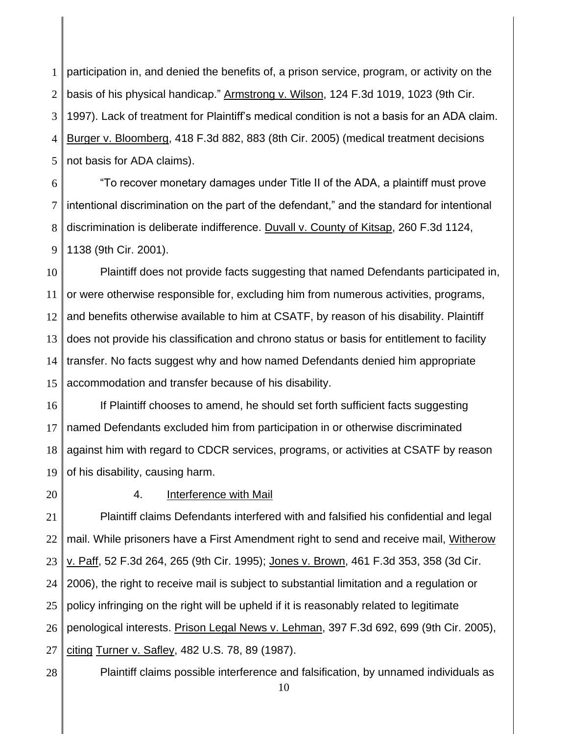participation in, and denied the benefits of, a prison service, program, or activity on the basis of his physical handicap." Armstrong v. Wilson, 124 F.3d 1019, 1023 (9th Cir. 1997). Lack of treatment for Plaintiff's medical condition is not a basis for an ADA claim. Burger v. Bloomberg, 418 F.3d 882, 883 (8th Cir. 2005) (medical treatment decisions not basis for ADA claims).

"To recover monetary damages under Title II of the ADA, a plaintiff must prove intentional discrimination on the part of the defendant," and the standard for intentional discrimination is deliberate indifference. Duvall v. County of Kitsap, 260 F.3d 1124, 1138 (9th Cir. 2001).

Plaintiff does not provide facts suggesting that named Defendants participated in, or were otherwise responsible for, excluding him from numerous activities, programs, and benefits otherwise available to him at CSATF, by reason of his disability. Plaintiff does not provide his classification and chrono status or basis for entitlement to facility transfer. No facts suggest why and how named Defendants denied him appropriate accommodation and transfer because of his disability.

If Plaintiff chooses to amend, he should set forth sufficient facts suggesting named Defendants excluded him from participation in or otherwise discriminated against him with regard to CDCR services, programs, or activities at CSATF by reason of his disability, causing harm.

#### 4. Interference with Mail

Plaintiff claims Defendants interfered with and falsified his confidential and legal mail. While prisoners have a First Amendment right to send and receive mail, Witherow v. Paff, 52 F.3d 264, 265 (9th Cir. 1995); Jones v. Brown, 461 F.3d 353, 358 (3d Cir. 2006), the right to receive mail is subject to substantial limitation and a regulation or policy infringing on the right will be upheld if it is reasonably related to legitimate penological interests. Prison Legal News v. Lehman, 397 F.3d 692, 699 (9th Cir. 2005), citing Turner v. Safley, 482 U.S. 78, 89 (1987).

Plaintiff claims possible interference and falsification, by unnamed individuals as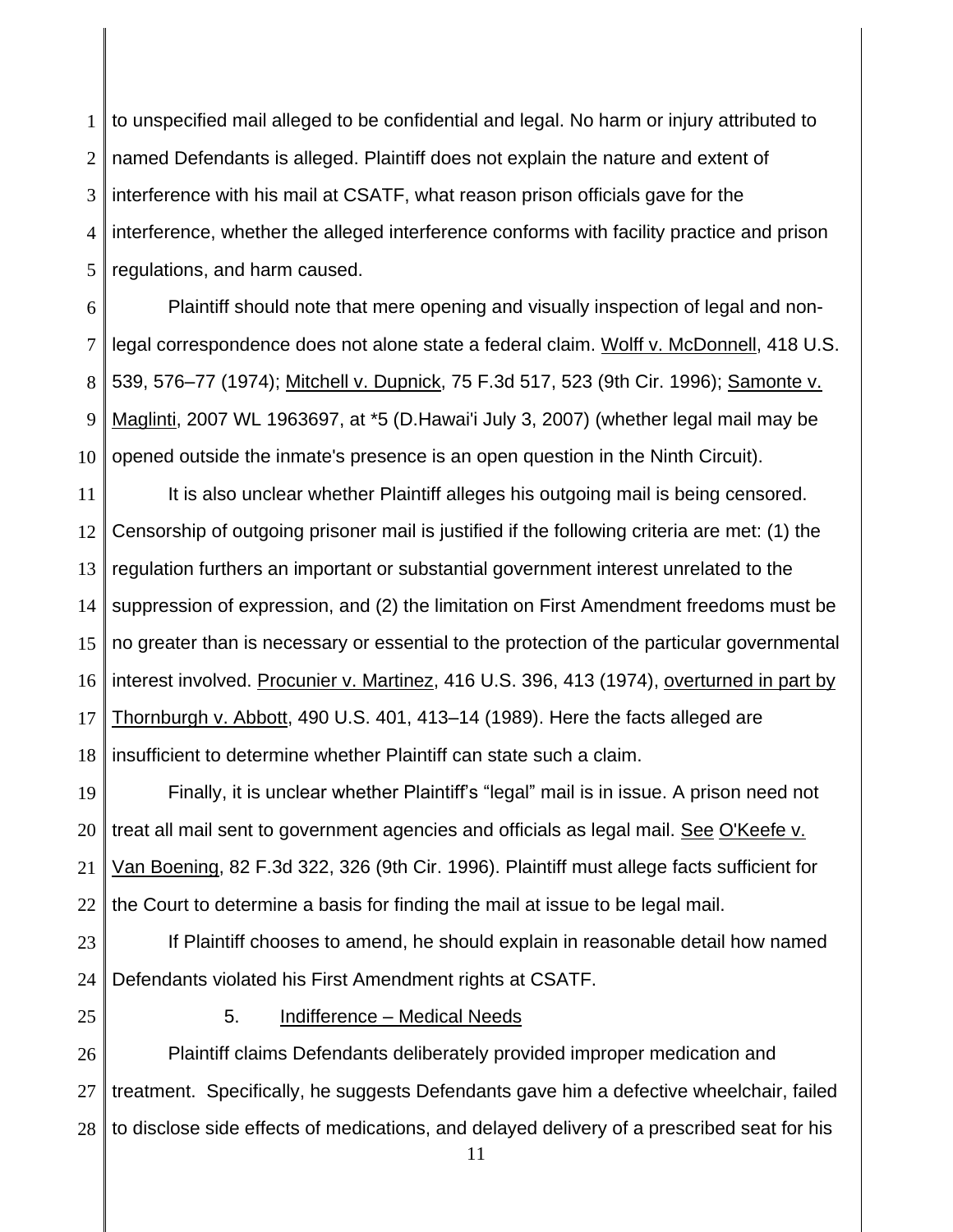to unspecified mail alleged to be confidential and legal. No harm or injury attributed to named Defendants is alleged. Plaintiff does not explain the nature and extent of interference with his mail at CSATF, what reason prison officials gave for the interference, whether the alleged interference conforms with facility practice and prison regulations, and harm caused.

Plaintiff should note that mere opening and visually inspection of legal and non-legal correspondence does not alone state a federal claim. Wolff v. McDonnell, 418 U.S. 539, 576–77 (1974); Mitchell v. Dupnick, 75 F.3d 517, 523 (9th Cir. 1996); Samonte v. Maglinti, 2007 WL 1963697, at *5 (D.Hawai'i July 3, 2007) (whether legal mail may be opened outside the inmate's presence is an open question in the Ninth Circuit).

It is also unclear whether Plaintiff alleges his outgoing mail is being censored. Censorship of outgoing prisoner mail is justified if the following criteria are met: (1) the regulation furthers an important or substantial government interest unrelated to the suppression of expression, and (2) the limitation on First Amendment freedoms must be no greater than is necessary or essential to the protection of the particular governmental interest involved. Procunier v. Martinez, 416 U.S. 396, 413 (1974), overturned in part by Thornburgh v. Abbott, 490 U.S. 401, 413–14 (1989). Here the facts alleged are insufficient to determine whether Plaintiff can state such a claim.

Finally, it is unclear whether Plaintiff's "legal" mail is in issue. A prison need not treat all mail sent to government agencies and officials as legal mail. See O'Keefe v. Van Boening, 82 F.3d 322, 326 (9th Cir. 1996). Plaintiff must allege facts sufficient for the Court to determine a basis for finding the mail at issue to be legal mail.

If Plaintiff chooses to amend, he should explain in reasonable detail how named Defendants violated his First Amendment rights at CSATF.

5. Indifference – Medical Needs

Plaintiff claims Defendants deliberately provided improper medication and treatment. Specifically, he suggests Defendants gave him a defective wheelchair, failed to disclose side effects of medications, and delayed delivery of a prescribed seat for his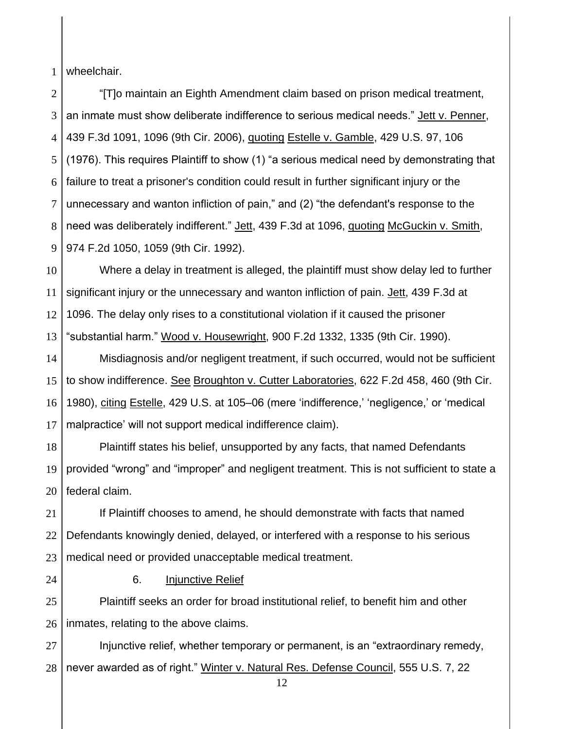wheelchair.

"[T]o maintain an Eighth Amendment claim based on prison medical treatment, an inmate must show deliberate indifference to serious medical needs." Jett v. Penner, 439 F.3d 1091, 1096 (9th Cir. 2006), quoting Estelle v. Gamble, 429 U.S. 97, 106 (1976). This requires Plaintiff to show (1) "a serious medical need by demonstrating that failure to treat a prisoner's condition could result in further significant injury or the unnecessary and wanton infliction of pain," and (2) "the defendant's response to the need was deliberately indifferent." Jett, 439 F.3d at 1096, quoting McGuckin v. Smith, 974 F.2d 1050, 1059 (9th Cir. 1992).

Where a delay in treatment is alleged, the plaintiff must show delay led to further significant injury or the unnecessary and wanton infliction of pain. Jett, 439 F.3d at 1096. The delay only rises to a constitutional violation if it caused the prisoner "substantial harm." Wood v. Housewright, 900 F.2d 1332, 1335 (9th Cir. 1990).

Misdiagnosis and/or negligent treatment, if such occurred, would not be sufficient to show indifference. See Broughton v. Cutter Laboratories, 622 F.2d 458, 460 (9th Cir. 1980), citing Estelle, 429 U.S. at 105–06 (mere 'indifference,' 'negligence,' or 'medical malpractice' will not support medical indifference claim).

Plaintiff states his belief, unsupported by any facts, that named Defendants provided "wrong" and "improper" and negligent treatment. This is not sufficient to state a federal claim.

If Plaintiff chooses to amend, he should demonstrate with facts that named Defendants knowingly denied, delayed, or interfered with a response to his serious medical need or provided unacceptable medical treatment.

6. Injunctive Relief

Plaintiff seeks an order for broad institutional relief, to benefit him and other inmates, relating to the above claims.

Injunctive relief, whether temporary or permanent, is an "extraordinary remedy, never awarded as of right." Winter v. Natural Res. Defense Council, 555 U.S. 7, 22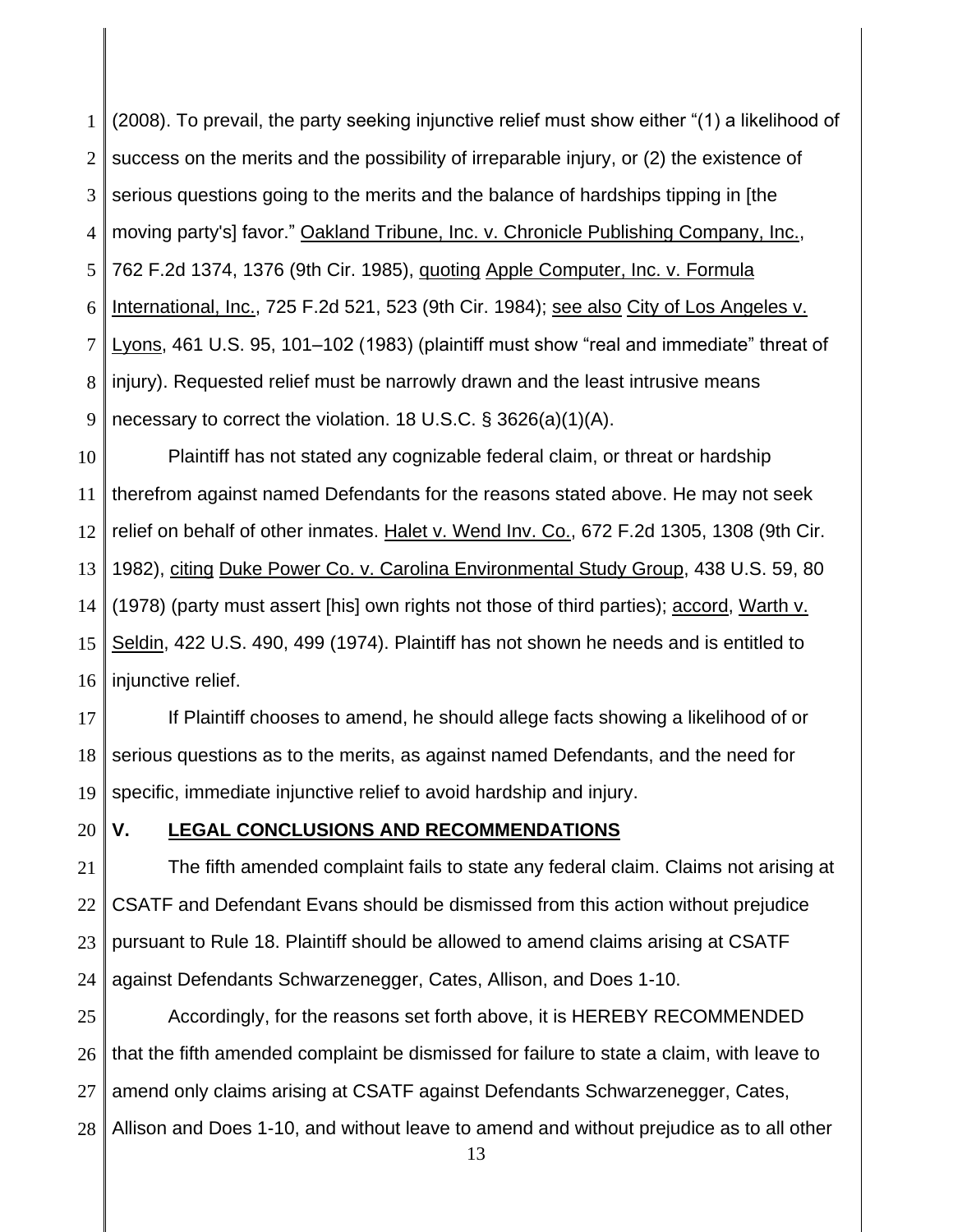(2008). To prevail, the party seeking injunctive relief must show either "(1) a likelihood of success on the merits and the possibility of irreparable injury, or (2) the existence of serious questions going to the merits and the balance of hardships tipping in [the moving party's] favor." Oakland Tribune, Inc. v. Chronicle Publishing Company, Inc., 762 F.2d 1374, 1376 (9th Cir. 1985), quoting Apple Computer, Inc. v. Formula International, Inc., 725 F.2d 521, 523 (9th Cir. 1984); see also City of Los Angeles v. Lyons, 461 U.S. 95, 101–102 (1983) (plaintiff must show "real and immediate" threat of injury). Requested relief must be narrowly drawn and the least intrusive means necessary to correct the violation. 18 U.S.C. § 3626(a)(1)(A).

Plaintiff has not stated any cognizable federal claim, or threat or hardship therefrom against named Defendants for the reasons stated above. He may not seek relief on behalf of other inmates. Halet v. Wend Inv. Co., 672 F.2d 1305, 1308 (9th Cir. 1982), citing Duke Power Co. v. Carolina Environmental Study Group, 438 U.S. 59, 80 (1978) (party must assert [his] own rights not those of third parties); accord, Warth v. Seldin, 422 U.S. 490, 499 (1974). Plaintiff has not shown he needs and is entitled to injunctive relief.

If Plaintiff chooses to amend, he should allege facts showing a likelihood of or serious questions as to the merits, as against named Defendants, and the need for specific, immediate injunctive relief to avoid hardship and injury.

## V. LEGAL CONCLUSIONS AND RECOMMENDATIONS

The fifth amended complaint fails to state any federal claim. Claims not arising at CSATF and Defendant Evans should be dismissed from this action without prejudice pursuant to Rule 18. Plaintiff should be allowed to amend claims arising at CSATF against Defendants Schwarzenegger, Cates, Allison, and Does 1-10.

Accordingly, for the reasons set forth above, it is HEREBY RECOMMENDED that the fifth amended complaint be dismissed for failure to state a claim, with leave to amend only claims arising at CSATF against Defendants Schwarzenegger, Cates, Allison and Does 1-10, and without leave to amend and without prejudice as to all other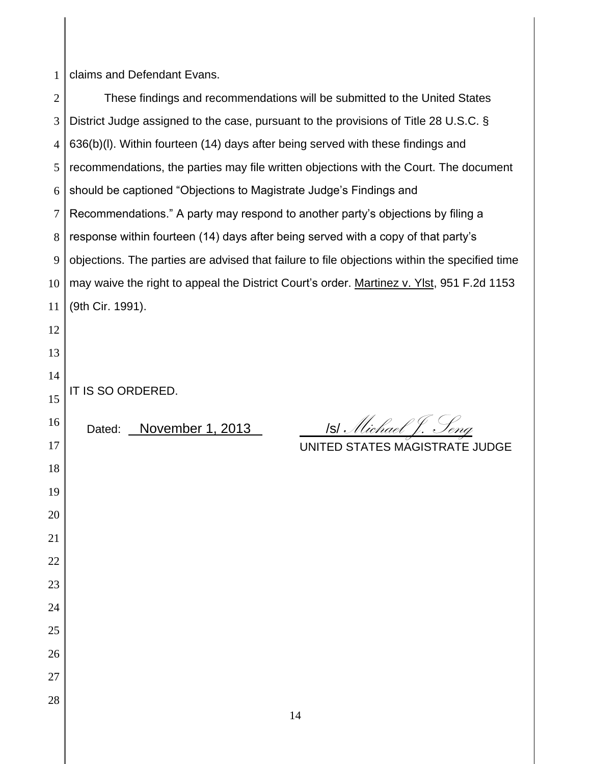claims and Defendant Evans.

These findings and recommendations will be submitted to the United States District Judge assigned to the case, pursuant to the provisions of Title 28 U.S.C. § 636(b)(l). Within fourteen (14) days after being served with these findings and recommendations, the parties may file written objections with the Court. The document should be captioned "Objections to Magistrate Judge's Findings and Recommendations." A party may respond to another party's objections by filing a response within fourteen (14) days after being served with a copy of that party's objections. The parties are advised that failure to file objections within the specified time may waive the right to appeal the District Court's order. Martinez v. Ylst, 951 F.2d 1153 (9th Cir. 1991).

IT IS SO ORDERED.

Dated: November 1, 2013

/s/ *Michael J. Seng*
UNITED STATES MAGISTRATE JUDGE